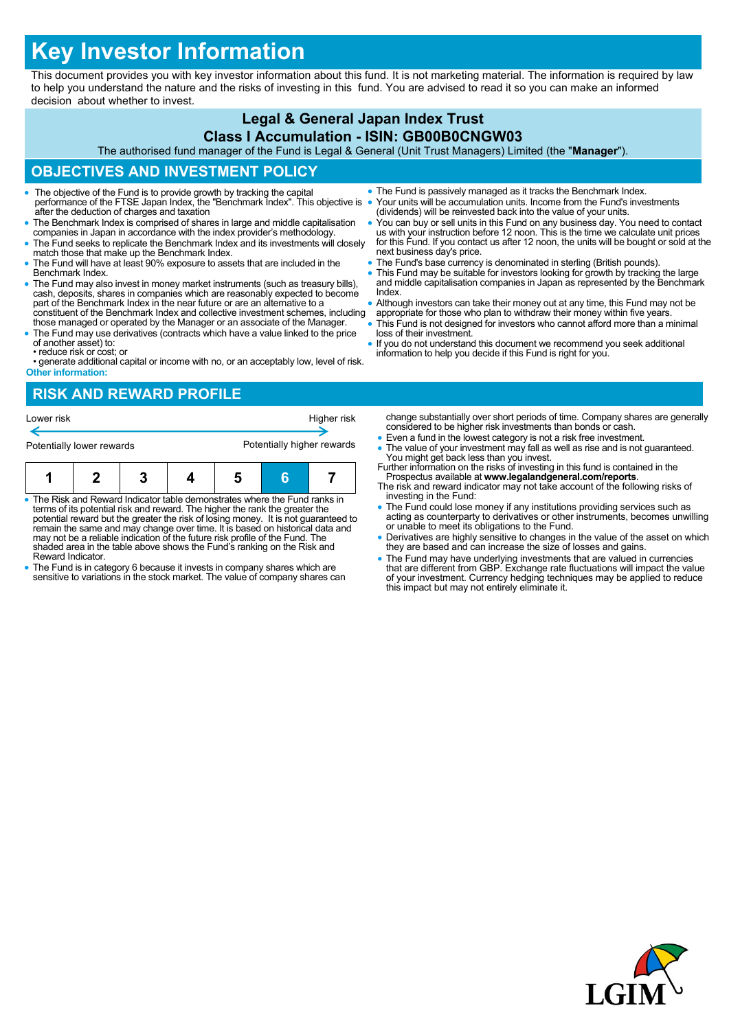# Key Investor Information

This document provides you with key investor information about this fund. It is not marketing material. The information is required by law to help you understand the nature and the risks of investing in this fund. You are advised to read it so you can make an informed decision about whether to invest.

## Legal & General Japan Index Trust

## Class I Accumulation - ISIN: GB00B0CNGW03

The authorised fund manager of the Fund is Legal & General (Unit Trust Managers) Limited (the "**Manager**").

## OBJECTIVES AND INVESTMENT POLICY

- The objective of the Fund is to provide growth by tracking the capital performance of the FTSE Japan Index, the "Benchmark Index". This objective is after the deduction of charges and taxation
- The Benchmark Index is comprised of shares in large and middle capitalisation companies in Japan in accordance with the index provider's methodology.
- The Fund seeks to replicate the Benchmark Index and its investments will closely match those that make up the Benchmark Index.
- The Fund will have at least 90% exposure to assets that are included in the Benchmark Index.
- The Fund may also invest in money market instruments (such as treasury bills), cash, deposits, shares in companies which are reasonably expected to become part of the Benchmark Index in the near future or are an alternative to a constituent of the Benchmark Index and collective investment schemes, including those managed or operated by the Manager or an associate of the Manager.
- The Fund may use derivatives (contracts which have a value linked to the price of another asset) to:
  - • reduce risk or cost; or
  - • generate additional capital or income with no, or an acceptably low, level of risk.

**Other information:**

- The Fund is passively managed as it tracks the Benchmark Index.
- Your units will be accumulation units. Income from the Fund's investments (dividends) will be reinvested back into the value of your units.
- You can buy or sell units in this Fund on any business day. You need to contact us with your instruction before 12 noon. This is the time we calculate unit prices for this Fund. If you contact us after 12 noon, the units will be bought or sold at the next business day's price.
- The Fund's base currency is denominated in sterling (British pounds).
- This Fund may be suitable for investors looking for growth by tracking the large and middle capitalisation companies in Japan as represented by the Benchmark Index.
- Although investors can take their money out at any time, this Fund may not be appropriate for those who plan to withdraw their money within five years.
- This Fund is not designed for investors who cannot afford more than a minimal loss of their investment.
- If you do not understand this document we recommend you seek additional information to help you decide if this Fund is right for you.

## RISK AND REWARD PROFILE

| Lower risk | | | | | | Higher risk |
|---|---|---|---|---|---|---|
| Potentially lower rewards | | | | | | Potentially higher rewards |
| 1 | 2 | 3 | 4 | 5 | **6** | 7 |

- The Risk and Reward Indicator table demonstrates where the Fund ranks in terms of its potential risk and reward. The higher the rank the greater the potential reward but the greater the risk of losing money. It is not guaranteed to remain the same and may change over time. It is based on historical data and may not be a reliable indication of the future risk profile of the Fund. The shaded area in the table above shows the Fund's ranking on the Risk and Reward Indicator.
- The Fund is in category 6 because it invests in company shares which are sensitive to variations in the stock market. The value of company shares can change substantially over short periods of time. Company shares are generally considered to be higher risk investments than bonds or cash.
- Even a fund in the lowest category is not a risk free investment.
- The value of your investment may fall as well as rise and is not guaranteed. You might get back less than you invest.

Further information on the risks of investing in this fund is contained in the Prospectus available at **www.legalandgeneral.com/reports**.

The risk and reward indicator may not take account of the following risks of investing in the Fund:

- The Fund could lose money if any institutions providing services such as acting as counterparty to derivatives or other instruments, becomes unwilling or unable to meet its obligations to the Fund.
- Derivatives are highly sensitive to changes in the value of the asset on which they are based and can increase the size of losses and gains.
- The Fund may have underlying investments that are valued in currencies that are different from GBP. Exchange rate fluctuations will impact the value of your investment. Currency hedging techniques may be applied to reduce this impact but may not entirely eliminate it.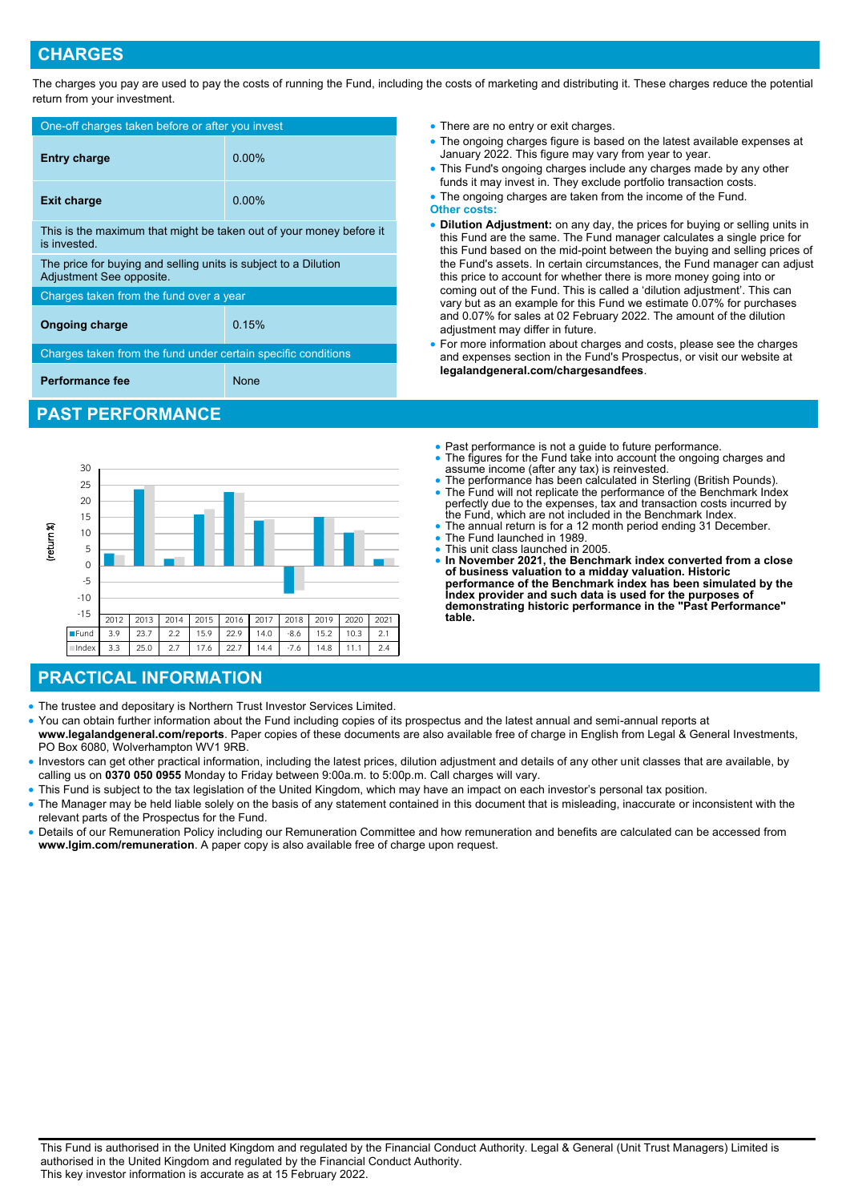## CHARGES

The charges you pay are used to pay the costs of running the Fund, including the costs of marketing and distributing it. These charges reduce the potential return from your investment.

| One-off charges taken before or after you invest | |
|---|---|
| **Entry charge** | 0.00% |
| **Exit charge** | 0.00% |
| This is the maximum that might be taken out of your money before it is invested. | |
| The price for buying and selling units is subject to a Dilution Adjustment See opposite. | |
| **Charges taken from the fund over a year** | |
| **Ongoing charge** | 0.15% |
| **Charges taken from the fund under certain specific conditions** | |
| **Performance fee** | None |

- There are no entry or exit charges.
- The ongoing charges figure is based on the latest available expenses at January 2022. This figure may vary from year to year.
- This Fund's ongoing charges include any charges made by any other funds it may invest in. They exclude portfolio transaction costs.
- The ongoing charges are taken from the income of the Fund.

**Other costs:**

- **Dilution Adjustment:** on any day, the prices for buying or selling units in this Fund are the same. The Fund manager calculates a single price for this Fund based on the mid-point between the buying and selling prices of the Fund's assets. In certain circumstances, the Fund manager can adjust this price to account for whether there is more money going into or coming out of the Fund. This is called a 'dilution adjustment'. This can vary but as an example for this Fund we estimate 0.07% for purchases and 0.07% for sales at 02 February 2022. The amount of the dilution adjustment may differ in future.
- For more information about charges and costs, please see the charges and expenses section in the Fund's Prospectus, or visit our website at **legalandgeneral.com/chargesandfees**.

## PAST PERFORMANCE

(return %)

30, 25, 20, 15, 10, 5, 0, -5, -10, -15

| | 2012 | 2013 | 2014 | 2015 | 2016 | 2017 | 2018 | 2019 | 2020 | 2021 |
|---|---|---|---|---|---|---|---|---|---|---|
| Fund | 3.9 | 23.7 | 2.2 | 15.9 | 22.9 | 14.0 | -8.6 | 15.2 | 10.3 | 2.1 |
| Index | 3.3 | 25.0 | 2.7 | 17.6 | 22.7 | 14.4 | -7.6 | 14.8 | 11.1 | 2.4 |

- Past performance is not a guide to future performance.
- The figures for the Fund take into account the ongoing charges and assume income (after any tax) is reinvested.
- The performance has been calculated in Sterling (British Pounds).
- The Fund will not replicate the performance of the Benchmark Index perfectly due to the expenses, tax and transaction costs incurred by the Fund, which are not included in the Benchmark Index.
- The annual return is for a 12 month period ending 31 December.
- The Fund launched in 1989.
- This unit class launched in 2005.
- **In November 2021, the Benchmark index converted from a close of business valuation to a midday valuation. Historic performance of the Benchmark index has been simulated by the Index provider and such data is used for the purposes of demonstrating historic performance in the "Past Performance" table.**

## PRACTICAL INFORMATION

- The trustee and depositary is Northern Trust Investor Services Limited.
- You can obtain further information about the Fund including copies of its prospectus and the latest annual and semi-annual reports at **www.legalandgeneral.com/reports**. Paper copies of these documents are also available free of charge in English from Legal & General Investments, PO Box 6080, Wolverhampton WV1 9RB.
- Investors can get other practical information, including the latest prices, dilution adjustment and details of any other unit classes that are available, by calling us on **0370 050 0955** Monday to Friday between 9:00a.m. to 5:00p.m. Call charges will vary.
- This Fund is subject to the tax legislation of the United Kingdom, which may have an impact on each investor's personal tax position.
- The Manager may be held liable solely on the basis of any statement contained in this document that is misleading, inaccurate or inconsistent with the relevant parts of the Prospectus for the Fund.
- Details of our Remuneration Policy including our Remuneration Committee and how remuneration and benefits are calculated can be accessed from **www.lgim.com/remuneration**. A paper copy is also available free of charge upon request.

This Fund is authorised in the United Kingdom and regulated by the Financial Conduct Authority. Legal & General (Unit Trust Managers) Limited is authorised in the United Kingdom and regulated by the Financial Conduct Authority.
This key investor information is accurate as at 15 February 2022.